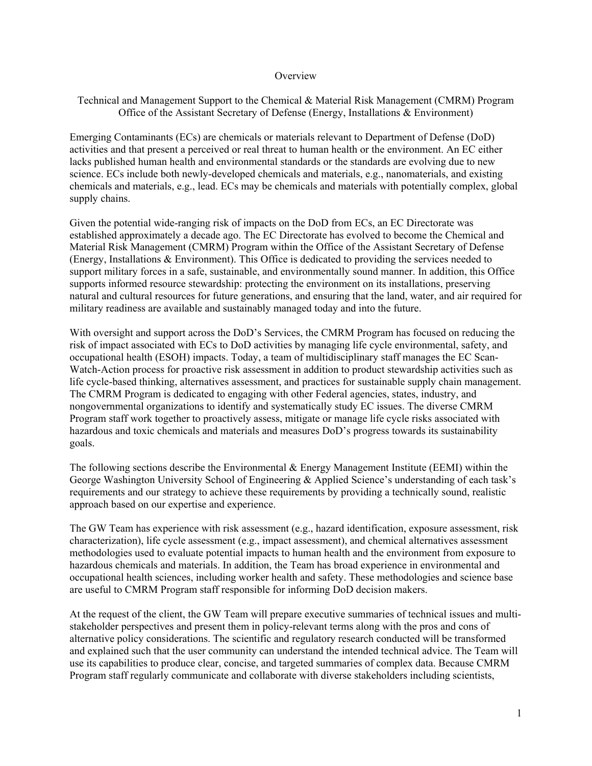# Overview

## Technical and Management Support to the Chemical & Material Risk Management (CMRM) Program Office of the Assistant Secretary of Defense (Energy, Installations & Environment)

Emerging Contaminants (ECs) are chemicals or materials relevant to Department of Defense (DoD) activities and that present a perceived or real threat to human health or the environment. An EC either lacks published human health and environmental standards or the standards are evolving due to new science. ECs include both newly-developed chemicals and materials, e.g., nanomaterials, and existing chemicals and materials, e.g., lead. ECs may be chemicals and materials with potentially complex, global supply chains.

Given the potential wide-ranging risk of impacts on the DoD from ECs, an EC Directorate was established approximately a decade ago. The EC Directorate has evolved to become the Chemical and Material Risk Management (CMRM) Program within the Office of the Assistant Secretary of Defense (Energy, Installations & Environment). This Office is dedicated to providing the services needed to support military forces in a safe, sustainable, and environmentally sound manner. In addition, this Office supports informed resource stewardship: protecting the environment on its installations, preserving natural and cultural resources for future generations, and ensuring that the land, water, and air required for military readiness are available and sustainably managed today and into the future.

With oversight and support across the DoD's Services, the CMRM Program has focused on reducing the risk of impact associated with ECs to DoD activities by managing life cycle environmental, safety, and occupational health (ESOH) impacts. Today, a team of multidisciplinary staff manages the EC Scan-Watch-Action process for proactive risk assessment in addition to product stewardship activities such as life cycle-based thinking, alternatives assessment, and practices for sustainable supply chain management. The CMRM Program is dedicated to engaging with other Federal agencies, states, industry, and nongovernmental organizations to identify and systematically study EC issues. The diverse CMRM Program staff work together to proactively assess, mitigate or manage life cycle risks associated with hazardous and toxic chemicals and materials and measures DoD's progress towards its sustainability goals.

The following sections describe the Environmental & Energy Management Institute (EEMI) within the George Washington University School of Engineering & Applied Science's understanding of each task's requirements and our strategy to achieve these requirements by providing a technically sound, realistic approach based on our expertise and experience.

The GW Team has experience with risk assessment (e.g., hazard identification, exposure assessment, risk characterization), life cycle assessment (e.g., impact assessment), and chemical alternatives assessment methodologies used to evaluate potential impacts to human health and the environment from exposure to hazardous chemicals and materials. In addition, the Team has broad experience in environmental and occupational health sciences, including worker health and safety. These methodologies and science base are useful to CMRM Program staff responsible for informing DoD decision makers.

At the request of the client, the GW Team will prepare executive summaries of technical issues and multi-stakeholder perspectives and present them in policy-relevant terms along with the pros and cons of alternative policy considerations. The scientific and regulatory research conducted will be transformed and explained such that the user community can understand the intended technical advice. The Team will use its capabilities to produce clear, concise, and targeted summaries of complex data. Because CMRM Program staff regularly communicate and collaborate with diverse stakeholders including scientists,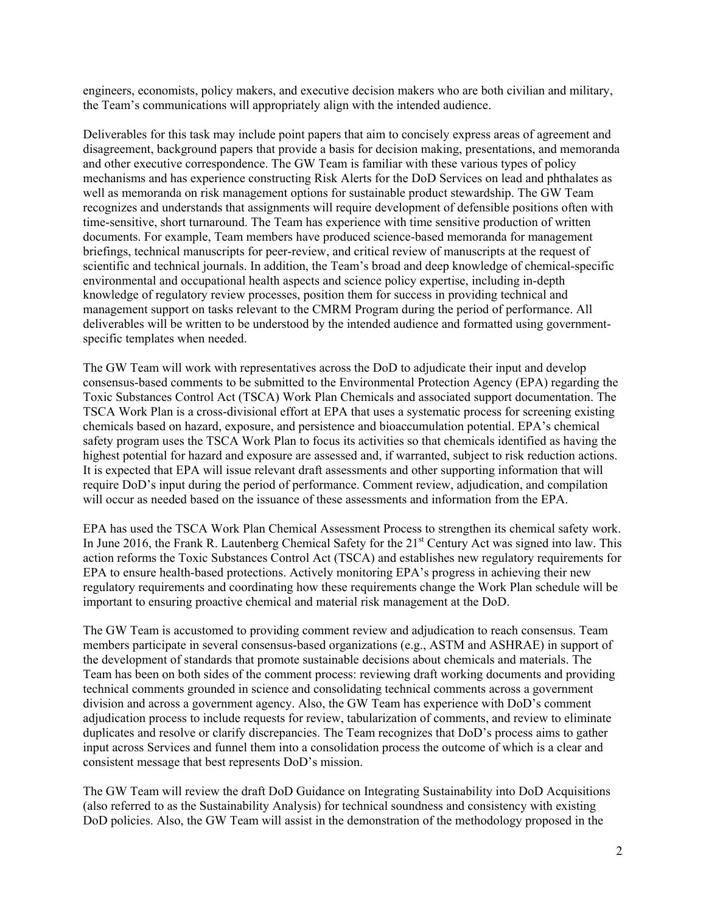engineers, economists, policy makers, and executive decision makers who are both civilian and military, the Team's communications will appropriately align with the intended audience.

Deliverables for this task may include point papers that aim to concisely express areas of agreement and disagreement, background papers that provide a basis for decision making, presentations, and memoranda and other executive correspondence. The GW Team is familiar with these various types of policy mechanisms and has experience constructing Risk Alerts for the DoD Services on lead and phthalates as well as memoranda on risk management options for sustainable product stewardship. The GW Team recognizes and understands that assignments will require development of defensible positions often with time-sensitive, short turnaround. The Team has experience with time sensitive production of written documents. For example, Team members have produced science-based memoranda for management briefings, technical manuscripts for peer-review, and critical review of manuscripts at the request of scientific and technical journals. In addition, the Team's broad and deep knowledge of chemical-specific environmental and occupational health aspects and science policy expertise, including in-depth knowledge of regulatory review processes, position them for success in providing technical and management support on tasks relevant to the CMRM Program during the period of performance. All deliverables will be written to be understood by the intended audience and formatted using government-specific templates when needed.

The GW Team will work with representatives across the DoD to adjudicate their input and develop consensus-based comments to be submitted to the Environmental Protection Agency (EPA) regarding the Toxic Substances Control Act (TSCA) Work Plan Chemicals and associated support documentation. The TSCA Work Plan is a cross-divisional effort at EPA that uses a systematic process for screening existing chemicals based on hazard, exposure, and persistence and bioaccumulation potential. EPA's chemical safety program uses the TSCA Work Plan to focus its activities so that chemicals identified as having the highest potential for hazard and exposure are assessed and, if warranted, subject to risk reduction actions. It is expected that EPA will issue relevant draft assessments and other supporting information that will require DoD's input during the period of performance. Comment review, adjudication, and compilation will occur as needed based on the issuance of these assessments and information from the EPA.

EPA has used the TSCA Work Plan Chemical Assessment Process to strengthen its chemical safety work. In June 2016, the Frank R. Lautenberg Chemical Safety for the 21st Century Act was signed into law. This action reforms the Toxic Substances Control Act (TSCA) and establishes new regulatory requirements for EPA to ensure health-based protections. Actively monitoring EPA's progress in achieving their new regulatory requirements and coordinating how these requirements change the Work Plan schedule will be important to ensuring proactive chemical and material risk management at the DoD.

The GW Team is accustomed to providing comment review and adjudication to reach consensus. Team members participate in several consensus-based organizations (e.g., ASTM and ASHRAE) in support of the development of standards that promote sustainable decisions about chemicals and materials. The Team has been on both sides of the comment process: reviewing draft working documents and providing technical comments grounded in science and consolidating technical comments across a government division and across a government agency. Also, the GW Team has experience with DoD's comment adjudication process to include requests for review, tabularization of comments, and review to eliminate duplicates and resolve or clarify discrepancies. The Team recognizes that DoD's process aims to gather input across Services and funnel them into a consolidation process the outcome of which is a clear and consistent message that best represents DoD's mission.

The GW Team will review the draft DoD Guidance on Integrating Sustainability into DoD Acquisitions (also referred to as the Sustainability Analysis) for technical soundness and consistency with existing DoD policies. Also, the GW Team will assist in the demonstration of the methodology proposed in the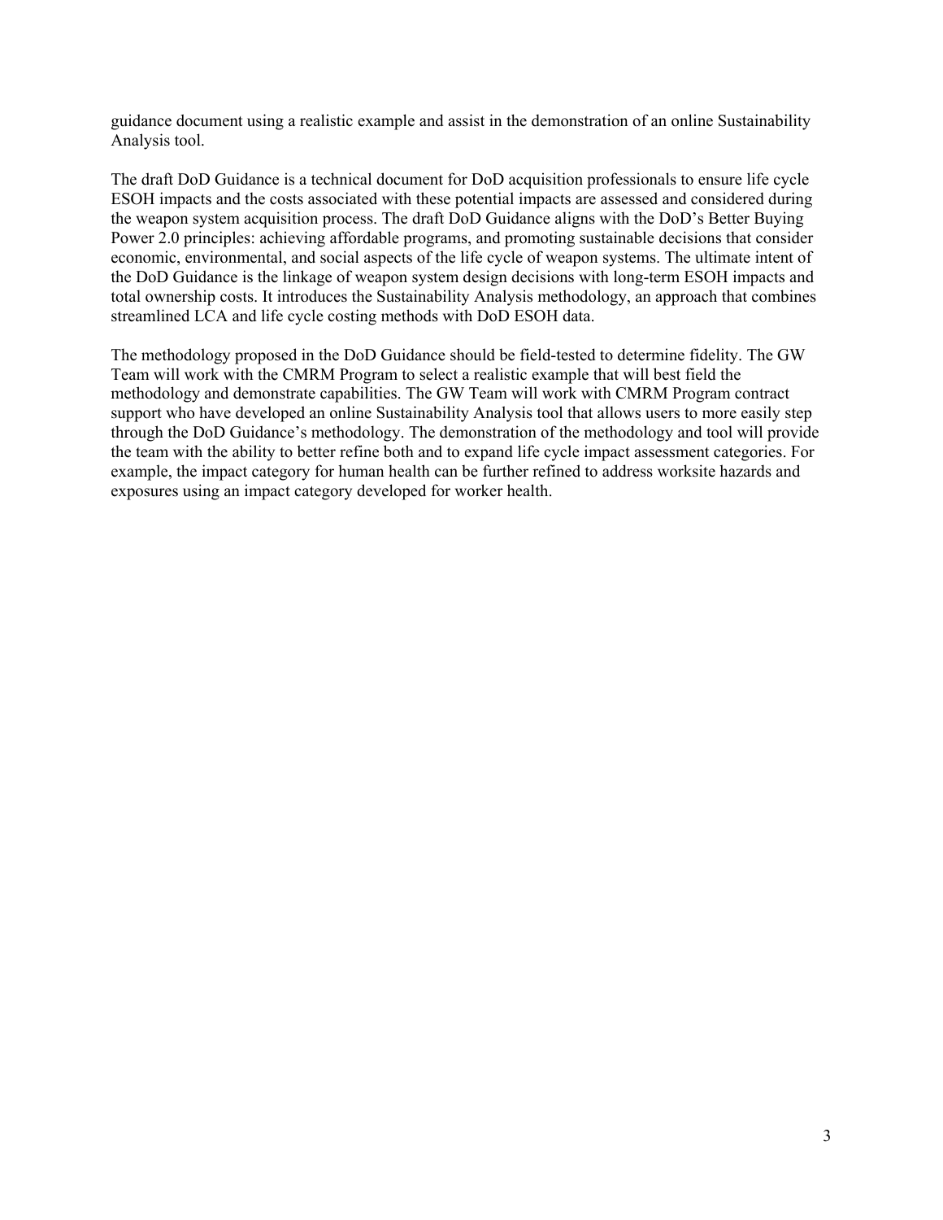guidance document using a realistic example and assist in the demonstration of an online Sustainability Analysis tool.

The draft DoD Guidance is a technical document for DoD acquisition professionals to ensure life cycle ESOH impacts and the costs associated with these potential impacts are assessed and considered during the weapon system acquisition process. The draft DoD Guidance aligns with the DoD's Better Buying Power 2.0 principles: achieving affordable programs, and promoting sustainable decisions that consider economic, environmental, and social aspects of the life cycle of weapon systems. The ultimate intent of the DoD Guidance is the linkage of weapon system design decisions with long-term ESOH impacts and total ownership costs. It introduces the Sustainability Analysis methodology, an approach that combines streamlined LCA and life cycle costing methods with DoD ESOH data.

The methodology proposed in the DoD Guidance should be field-tested to determine fidelity. The GW Team will work with the CMRM Program to select a realistic example that will best field the methodology and demonstrate capabilities. The GW Team will work with CMRM Program contract support who have developed an online Sustainability Analysis tool that allows users to more easily step through the DoD Guidance's methodology. The demonstration of the methodology and tool will provide the team with the ability to better refine both and to expand life cycle impact assessment categories. For example, the impact category for human health can be further refined to address worksite hazards and exposures using an impact category developed for worker health.